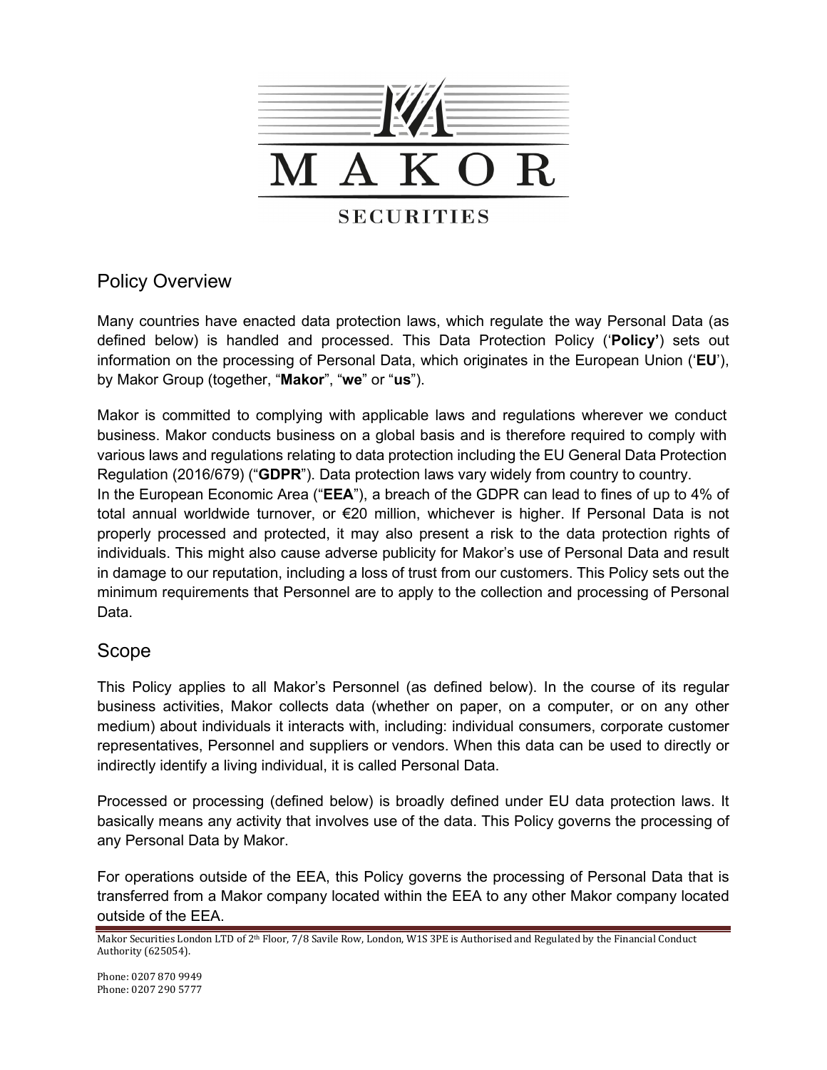# MAKOR SECURITIES

## Policy Overview

Many countries have enacted data protection laws, which regulate the way Personal Data (as defined below) is handled and processed. This Data Protection Policy (‘**Policy’**) sets out information on the processing of Personal Data, which originates in the European Union (‘**EU**’), by Makor Group (together, “**Makor**”, “**we**” or “**us**”).

Makor is committed to complying with applicable laws and regulations wherever we conduct business. Makor conducts business on a global basis and is therefore required to comply with various laws and regulations relating to data protection including the EU General Data Protection Regulation (2016/679) (“**GDPR**”). Data protection laws vary widely from country to country.
In the European Economic Area (“**EEA**”), a breach of the GDPR can lead to fines of up to 4% of total annual worldwide turnover, or €20 million, whichever is higher. If Personal Data is not properly processed and protected, it may also present a risk to the data protection rights of individuals. This might also cause adverse publicity for Makor’s use of Personal Data and result in damage to our reputation, including a loss of trust from our customers. This Policy sets out the minimum requirements that Personnel are to apply to the collection and processing of Personal Data.

## Scope

This Policy applies to all Makor’s Personnel (as defined below). In the course of its regular business activities, Makor collects data (whether on paper, on a computer, or on any other medium) about individuals it interacts with, including: individual consumers, corporate customer representatives, Personnel and suppliers or vendors. When this data can be used to directly or indirectly identify a living individual, it is called Personal Data.

Processed or processing (defined below) is broadly defined under EU data protection laws. It basically means any activity that involves use of the data. This Policy governs the processing of any Personal Data by Makor.

For operations outside of the EEA, this Policy governs the processing of Personal Data that is transferred from a Makor company located within the EEA to any other Makor company located outside of the EEA.

Makor Securities London LTD of 2th Floor, 7/8 Savile Row, London, W1S 3PE is Authorised and Regulated by the Financial Conduct Authority (625054).

Phone: 0207 870 9949
Phone: 0207 290 5777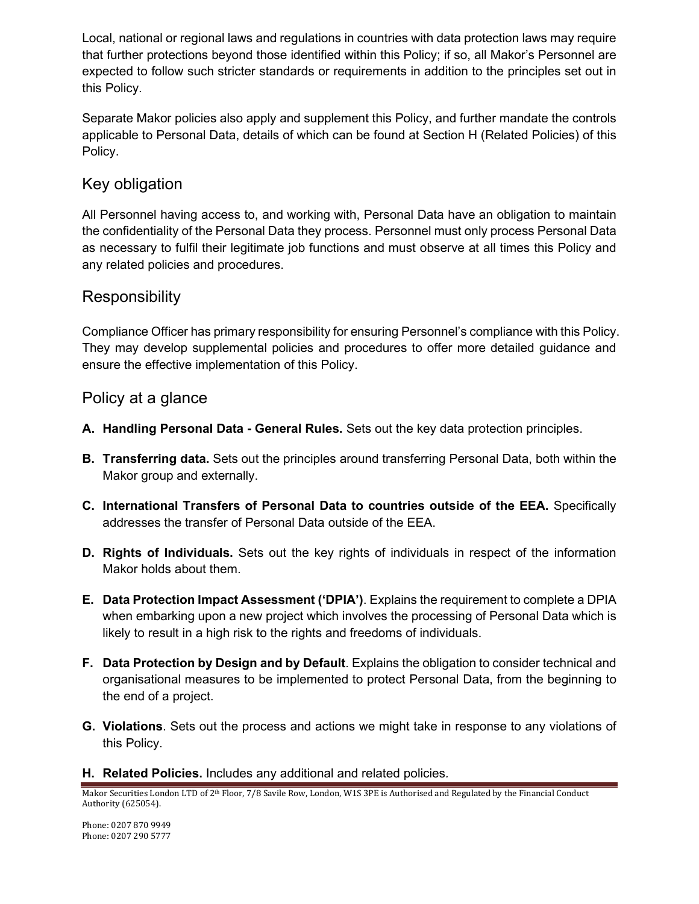Local, national or regional laws and regulations in countries with data protection laws may require that further protections beyond those identified within this Policy; if so, all Makor's Personnel are expected to follow such stricter standards or requirements in addition to the principles set out in this Policy.

Separate Makor policies also apply and supplement this Policy, and further mandate the controls applicable to Personal Data, details of which can be found at Section H (Related Policies) of this Policy.

## Key obligation

All Personnel having access to, and working with, Personal Data have an obligation to maintain the confidentiality of the Personal Data they process. Personnel must only process Personal Data as necessary to fulfil their legitimate job functions and must observe at all times this Policy and any related policies and procedures.

## Responsibility

Compliance Officer has primary responsibility for ensuring Personnel's compliance with this Policy. They may develop supplemental policies and procedures to offer more detailed guidance and ensure the effective implementation of this Policy.

## Policy at a glance

**A. Handling Personal Data - General Rules.** Sets out the key data protection principles.

**B. Transferring data.** Sets out the principles around transferring Personal Data, both within the Makor group and externally.

**C. International Transfers of Personal Data to countries outside of the EEA.** Specifically addresses the transfer of Personal Data outside of the EEA.

**D. Rights of Individuals.** Sets out the key rights of individuals in respect of the information Makor holds about them.

**E. Data Protection Impact Assessment ('DPIA')**. Explains the requirement to complete a DPIA when embarking upon a new project which involves the processing of Personal Data which is likely to result in a high risk to the rights and freedoms of individuals.

**F. Data Protection by Design and by Default**. Explains the obligation to consider technical and organisational measures to be implemented to protect Personal Data, from the beginning to the end of a project.

**G. Violations**. Sets out the process and actions we might take in response to any violations of this Policy.

**H. Related Policies.** Includes any additional and related policies.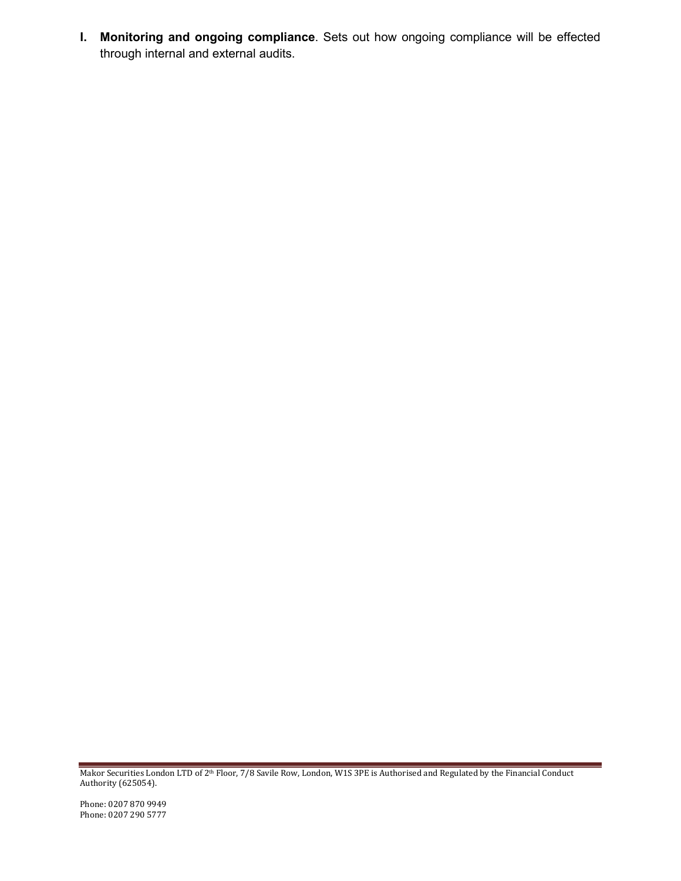I. **Monitoring and ongoing compliance**. Sets out how ongoing compliance will be effected through internal and external audits.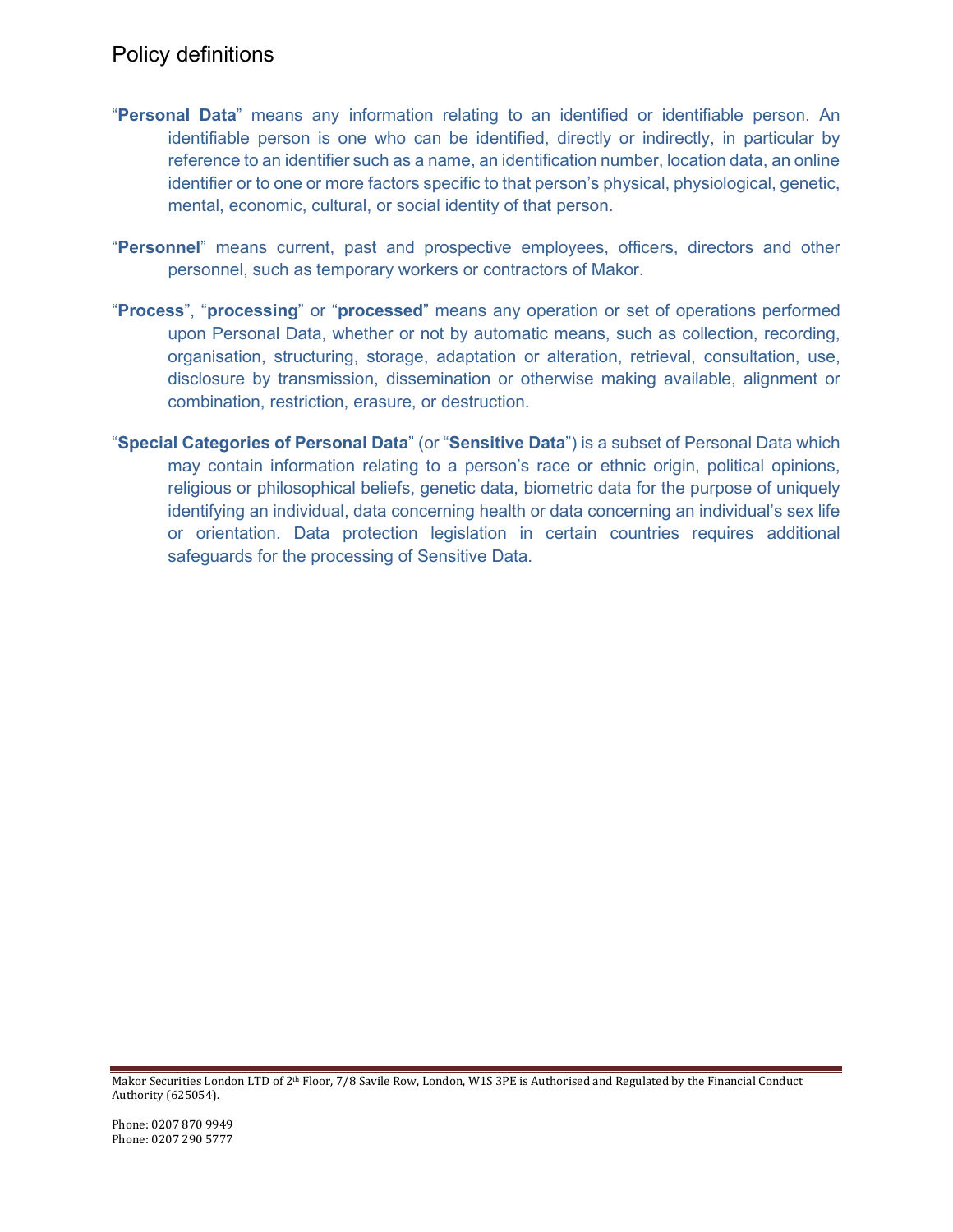## Policy definitions

"**Personal Data**" means any information relating to an identified or identifiable person. An identifiable person is one who can be identified, directly or indirectly, in particular by reference to an identifier such as a name, an identification number, location data, an online identifier or to one or more factors specific to that person's physical, physiological, genetic, mental, economic, cultural, or social identity of that person.

"**Personnel**" means current, past and prospective employees, officers, directors and other personnel, such as temporary workers or contractors of Makor.

"**Process**", "**processing**" or "**processed**" means any operation or set of operations performed upon Personal Data, whether or not by automatic means, such as collection, recording, organisation, structuring, storage, adaptation or alteration, retrieval, consultation, use, disclosure by transmission, dissemination or otherwise making available, alignment or combination, restriction, erasure, or destruction.

"**Special Categories of Personal Data**" (or "**Sensitive Data**") is a subset of Personal Data which may contain information relating to a person's race or ethnic origin, political opinions, religious or philosophical beliefs, genetic data, biometric data for the purpose of uniquely identifying an individual, data concerning health or data concerning an individual's sex life or orientation. Data protection legislation in certain countries requires additional safeguards for the processing of Sensitive Data.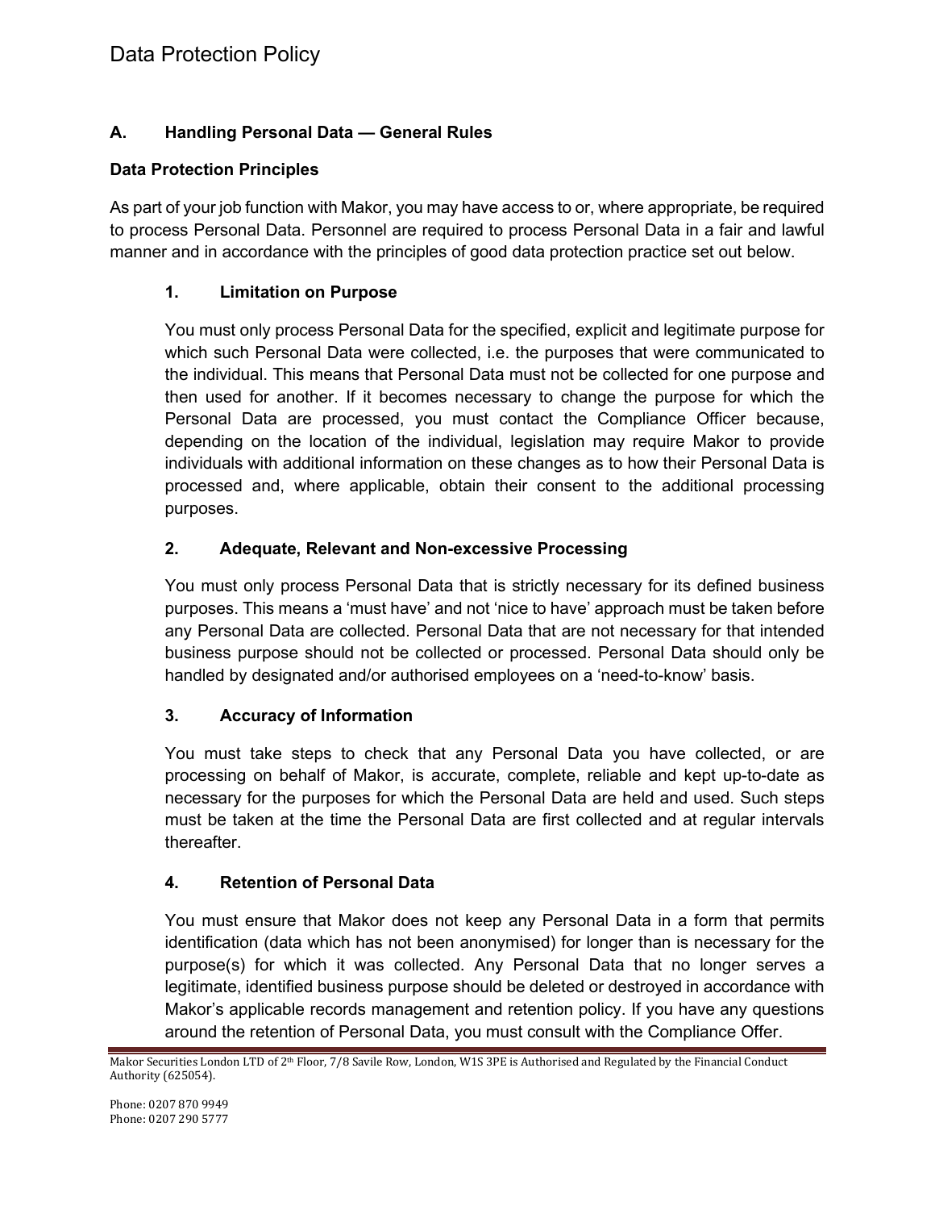## A. Handling Personal Data — General Rules

### Data Protection Principles

As part of your job function with Makor, you may have access to or, where appropriate, be required to process Personal Data. Personnel are required to process Personal Data in a fair and lawful manner and in accordance with the principles of good data protection practice set out below.

#### 1. Limitation on Purpose

You must only process Personal Data for the specified, explicit and legitimate purpose for which such Personal Data were collected, i.e. the purposes that were communicated to the individual. This means that Personal Data must not be collected for one purpose and then used for another. If it becomes necessary to change the purpose for which the Personal Data are processed, you must contact the Compliance Officer because, depending on the location of the individual, legislation may require Makor to provide individuals with additional information on these changes as to how their Personal Data is processed and, where applicable, obtain their consent to the additional processing purposes.

#### 2. Adequate, Relevant and Non-excessive Processing

You must only process Personal Data that is strictly necessary for its defined business purposes. This means a 'must have' and not 'nice to have' approach must be taken before any Personal Data are collected. Personal Data that are not necessary for that intended business purpose should not be collected or processed. Personal Data should only be handled by designated and/or authorised employees on a 'need-to-know' basis.

#### 3. Accuracy of Information

You must take steps to check that any Personal Data you have collected, or are processing on behalf of Makor, is accurate, complete, reliable and kept up-to-date as necessary for the purposes for which the Personal Data are held and used. Such steps must be taken at the time the Personal Data are first collected and at regular intervals thereafter.

#### 4. Retention of Personal Data

You must ensure that Makor does not keep any Personal Data in a form that permits identification (data which has not been anonymised) for longer than is necessary for the purpose(s) for which it was collected. Any Personal Data that no longer serves a legitimate, identified business purpose should be deleted or destroyed in accordance with Makor's applicable records management and retention policy. If you have any questions around the retention of Personal Data, you must consult with the Compliance Offer.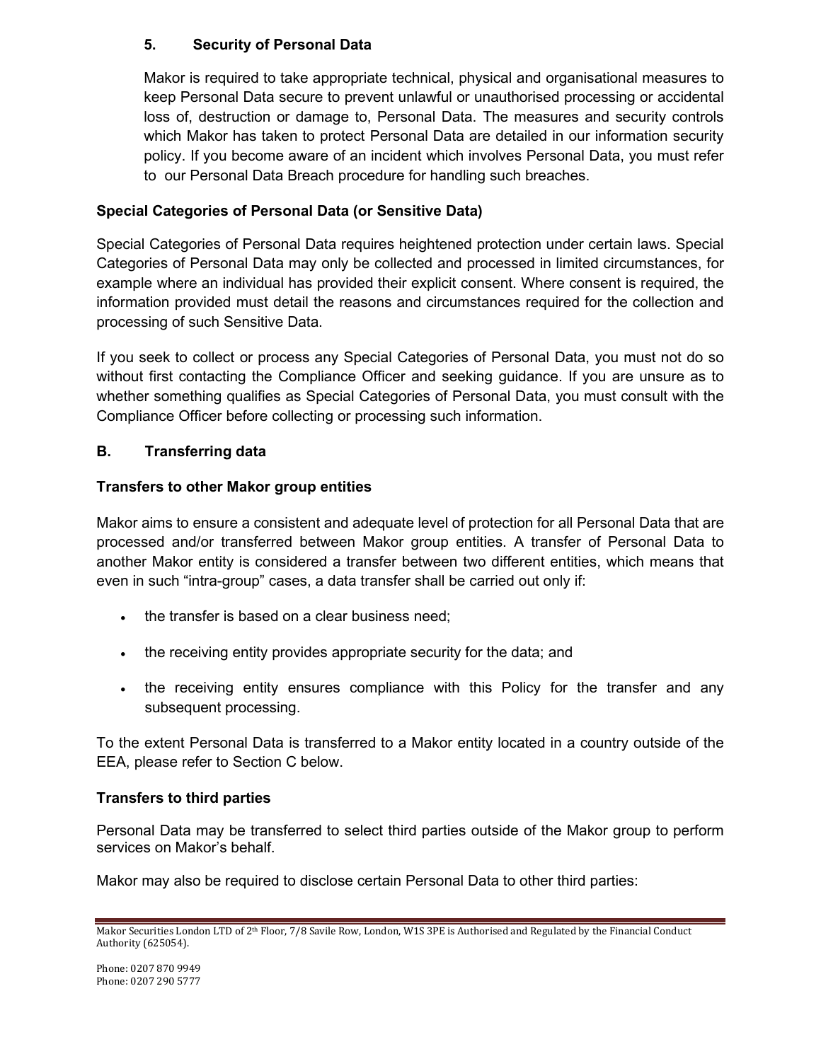## 5. Security of Personal Data

Makor is required to take appropriate technical, physical and organisational measures to keep Personal Data secure to prevent unlawful or unauthorised processing or accidental loss of, destruction or damage to, Personal Data. The measures and security controls which Makor has taken to protect Personal Data are detailed in our information security policy. If you become aware of an incident which involves Personal Data, you must refer to our Personal Data Breach procedure for handling such breaches.

### Special Categories of Personal Data (or Sensitive Data)

Special Categories of Personal Data requires heightened protection under certain laws. Special Categories of Personal Data may only be collected and processed in limited circumstances, for example where an individual has provided their explicit consent. Where consent is required, the information provided must detail the reasons and circumstances required for the collection and processing of such Sensitive Data.

If you seek to collect or process any Special Categories of Personal Data, you must not do so without first contacting the Compliance Officer and seeking guidance. If you are unsure as to whether something qualifies as Special Categories of Personal Data, you must consult with the Compliance Officer before collecting or processing such information.

## B. Transferring data

### Transfers to other Makor group entities

Makor aims to ensure a consistent and adequate level of protection for all Personal Data that are processed and/or transferred between Makor group entities. A transfer of Personal Data to another Makor entity is considered a transfer between two different entities, which means that even in such "intra-group" cases, a data transfer shall be carried out only if:

- the transfer is based on a clear business need;
- the receiving entity provides appropriate security for the data; and
- the receiving entity ensures compliance with this Policy for the transfer and any subsequent processing.

To the extent Personal Data is transferred to a Makor entity located in a country outside of the EEA, please refer to Section C below.

### Transfers to third parties

Personal Data may be transferred to select third parties outside of the Makor group to perform services on Makor's behalf.

Makor may also be required to disclose certain Personal Data to other third parties: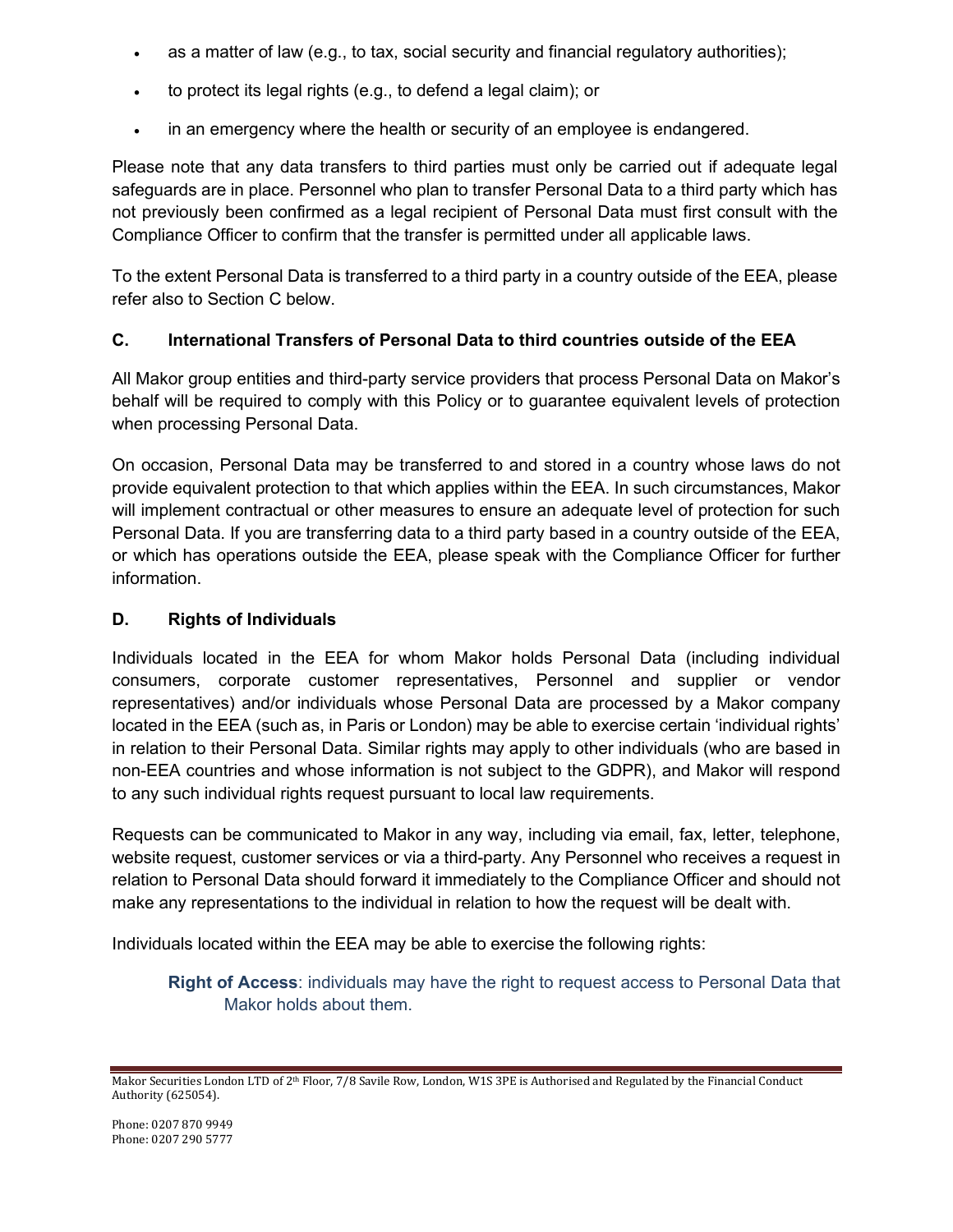- as a matter of law (e.g., to tax, social security and financial regulatory authorities);
- to protect its legal rights (e.g., to defend a legal claim); or
- in an emergency where the health or security of an employee is endangered.

Please note that any data transfers to third parties must only be carried out if adequate legal safeguards are in place. Personnel who plan to transfer Personal Data to a third party which has not previously been confirmed as a legal recipient of Personal Data must first consult with the Compliance Officer to confirm that the transfer is permitted under all applicable laws.

To the extent Personal Data is transferred to a third party in a country outside of the EEA, please refer also to Section C below.

### C. International Transfers of Personal Data to third countries outside of the EEA

All Makor group entities and third-party service providers that process Personal Data on Makor's behalf will be required to comply with this Policy or to guarantee equivalent levels of protection when processing Personal Data.

On occasion, Personal Data may be transferred to and stored in a country whose laws do not provide equivalent protection to that which applies within the EEA. In such circumstances, Makor will implement contractual or other measures to ensure an adequate level of protection for such Personal Data. If you are transferring data to a third party based in a country outside of the EEA, or which has operations outside the EEA, please speak with the Compliance Officer for further information.

### D. Rights of Individuals

Individuals located in the EEA for whom Makor holds Personal Data (including individual consumers, corporate customer representatives, Personnel and supplier or vendor representatives) and/or individuals whose Personal Data are processed by a Makor company located in the EEA (such as, in Paris or London) may be able to exercise certain 'individual rights' in relation to their Personal Data. Similar rights may apply to other individuals (who are based in non-EEA countries and whose information is not subject to the GDPR), and Makor will respond to any such individual rights request pursuant to local law requirements.

Requests can be communicated to Makor in any way, including via email, fax, letter, telephone, website request, customer services or via a third-party. Any Personnel who receives a request in relation to Personal Data should forward it immediately to the Compliance Officer and should not make any representations to the individual in relation to how the request will be dealt with.

Individuals located within the EEA may be able to exercise the following rights:

**Right of Access**: individuals may have the right to request access to Personal Data that Makor holds about them.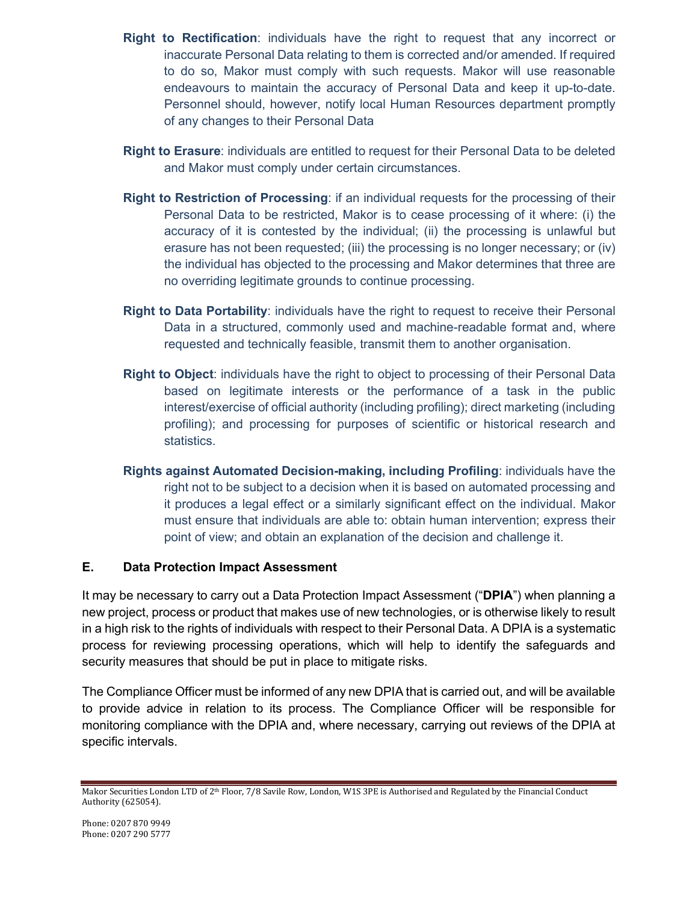**Right to Rectification**: individuals have the right to request that any incorrect or inaccurate Personal Data relating to them is corrected and/or amended. If required to do so, Makor must comply with such requests. Makor will use reasonable endeavours to maintain the accuracy of Personal Data and keep it up-to-date. Personnel should, however, notify local Human Resources department promptly of any changes to their Personal Data

**Right to Erasure**: individuals are entitled to request for their Personal Data to be deleted and Makor must comply under certain circumstances.

**Right to Restriction of Processing**: if an individual requests for the processing of their Personal Data to be restricted, Makor is to cease processing of it where: (i) the accuracy of it is contested by the individual; (ii) the processing is unlawful but erasure has not been requested; (iii) the processing is no longer necessary; or (iv) the individual has objected to the processing and Makor determines that three are no overriding legitimate grounds to continue processing.

**Right to Data Portability**: individuals have the right to request to receive their Personal Data in a structured, commonly used and machine-readable format and, where requested and technically feasible, transmit them to another organisation.

**Right to Object**: individuals have the right to object to processing of their Personal Data based on legitimate interests or the performance of a task in the public interest/exercise of official authority (including profiling); direct marketing (including profiling); and processing for purposes of scientific or historical research and statistics.

**Rights against Automated Decision-making, including Profiling**: individuals have the right not to be subject to a decision when it is based on automated processing and it produces a legal effect or a similarly significant effect on the individual. Makor must ensure that individuals are able to: obtain human intervention; express their point of view; and obtain an explanation of the decision and challenge it.

## E. Data Protection Impact Assessment

It may be necessary to carry out a Data Protection Impact Assessment ("**DPIA**") when planning a new project, process or product that makes use of new technologies, or is otherwise likely to result in a high risk to the rights of individuals with respect to their Personal Data. A DPIA is a systematic process for reviewing processing operations, which will help to identify the safeguards and security measures that should be put in place to mitigate risks.

The Compliance Officer must be informed of any new DPIA that is carried out, and will be available to provide advice in relation to its process. The Compliance Officer will be responsible for monitoring compliance with the DPIA and, where necessary, carrying out reviews of the DPIA at specific intervals.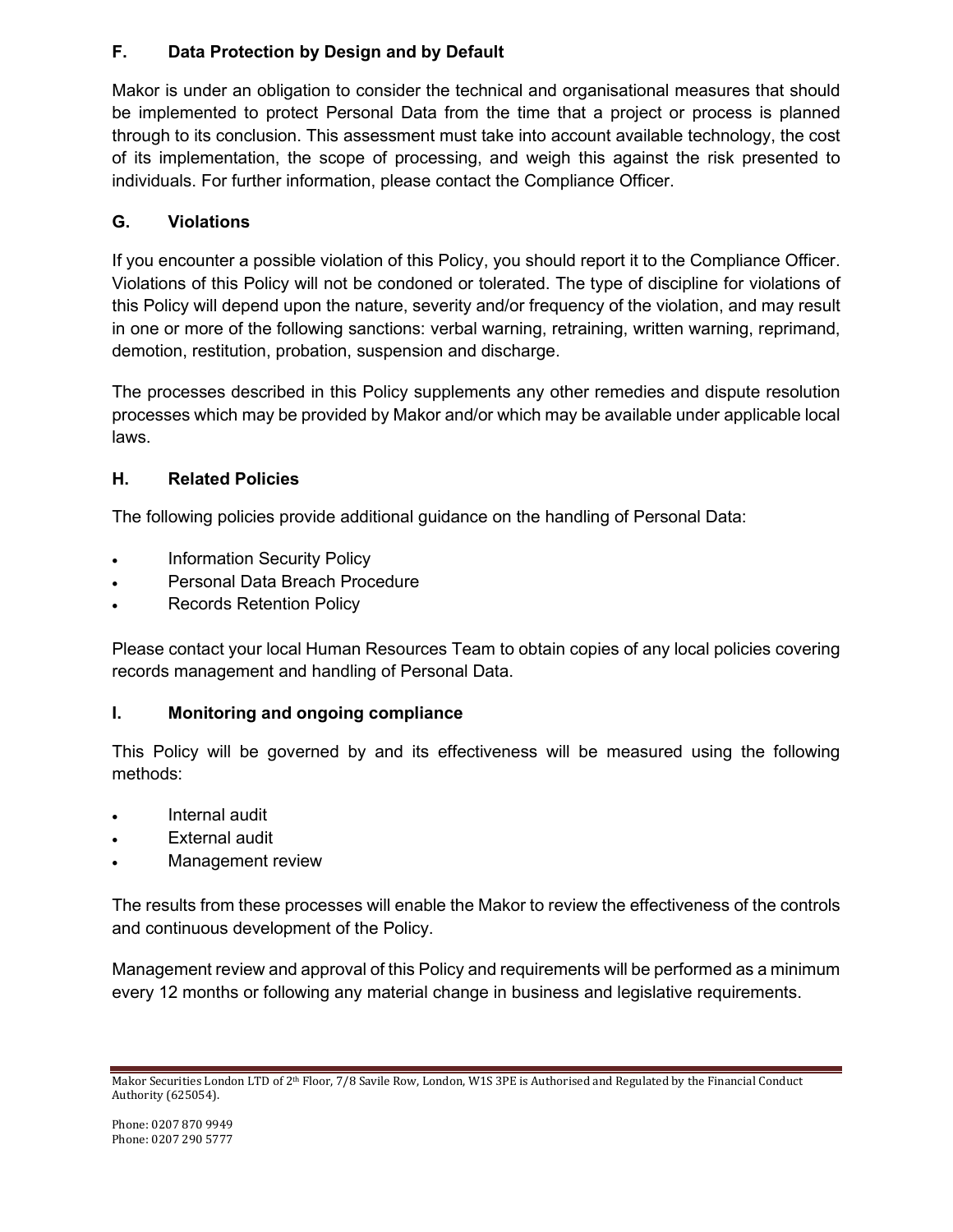## F. Data Protection by Design and by Default

Makor is under an obligation to consider the technical and organisational measures that should be implemented to protect Personal Data from the time that a project or process is planned through to its conclusion. This assessment must take into account available technology, the cost of its implementation, the scope of processing, and weigh this against the risk presented to individuals. For further information, please contact the Compliance Officer.

## G. Violations

If you encounter a possible violation of this Policy, you should report it to the Compliance Officer. Violations of this Policy will not be condoned or tolerated. The type of discipline for violations of this Policy will depend upon the nature, severity and/or frequency of the violation, and may result in one or more of the following sanctions: verbal warning, retraining, written warning, reprimand, demotion, restitution, probation, suspension and discharge.

The processes described in this Policy supplements any other remedies and dispute resolution processes which may be provided by Makor and/or which may be available under applicable local laws.

## H. Related Policies

The following policies provide additional guidance on the handling of Personal Data:

- Information Security Policy
- Personal Data Breach Procedure
- Records Retention Policy

Please contact your local Human Resources Team to obtain copies of any local policies covering records management and handling of Personal Data.

## I. Monitoring and ongoing compliance

This Policy will be governed by and its effectiveness will be measured using the following methods:

- Internal audit
- External audit
- Management review

The results from these processes will enable the Makor to review the effectiveness of the controls and continuous development of the Policy.

Management review and approval of this Policy and requirements will be performed as a minimum every 12 months or following any material change in business and legislative requirements.